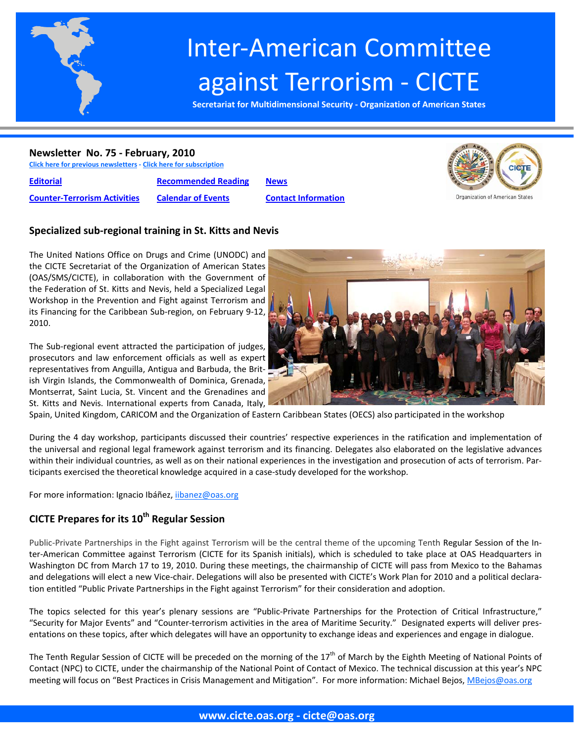# Inter-American Committee against Terrorism - CICTE

**Secretariat for Multidimensional Security - Organization of American States**

## Newsletter No. 75 - February, 2010

Click here for previous newsletters - Click here for subscription

| Editorial | Recommended Reading | News |
|---|---|---|
| Counter-Terrorism Activities | Calendar of Events | Contact Information |

Organization of American States

### Specialized sub-regional training in St. Kitts and Nevis

The United Nations Office on Drugs and Crime (UNODC) and the CICTE Secretariat of the Organization of American States (OAS/SMS/CICTE), in collaboration with the Government of the Federation of St. Kitts and Nevis, held a Specialized Legal Workshop in the Prevention and Fight against Terrorism and its Financing for the Caribbean Sub-region, on February 9-12, 2010.

The Sub-regional event attracted the participation of judges, prosecutors and law enforcement officials as well as expert representatives from Anguilla, Antigua and Barbuda, the British Virgin Islands, the Commonwealth of Dominica, Grenada, Montserrat, Saint Lucia, St. Vincent and the Grenadines and St. Kitts and Nevis. International experts from Canada, Italy, Spain, United Kingdom, CARICOM and the Organization of Eastern Caribbean States (OECS) also participated in the workshop

During the 4 day workshop, participants discussed their countries' respective experiences in the ratification and implementation of the universal and regional legal framework against terrorism and its financing. Delegates also elaborated on the legislative advances within their individual countries, as well as on their national experiences in the investigation and prosecution of acts of terrorism. Participants exercised the theoretical knowledge acquired in a case-study developed for the workshop.

For more information: Ignacio Ibáñez, iibanez@oas.org

### CICTE Prepares for its 10th Regular Session

Public-Private Partnerships in the Fight against Terrorism will be the central theme of the upcoming Tenth Regular Session of the Inter-American Committee against Terrorism (CICTE for its Spanish initials), which is scheduled to take place at OAS Headquarters in Washington DC from March 17 to 19, 2010. During these meetings, the chairmanship of CICTE will pass from Mexico to the Bahamas and delegations will elect a new Vice-chair. Delegations will also be presented with CICTE's Work Plan for 2010 and a political declaration entitled "Public Private Partnerships in the Fight against Terrorism" for their consideration and adoption.

The topics selected for this year's plenary sessions are "Public-Private Partnerships for the Protection of Critical Infrastructure," "Security for Major Events" and "Counter-terrorism activities in the area of Maritime Security." Designated experts will deliver presentations on these topics, after which delegates will have an opportunity to exchange ideas and experiences and engage in dialogue.

The Tenth Regular Session of CICTE will be preceded on the morning of the 17th of March by the Eighth Meeting of National Points of Contact (NPC) to CICTE, under the chairmanship of the National Point of Contact of Mexico. The technical discussion at this year's NPC meeting will focus on "Best Practices in Crisis Management and Mitigation". For more information: Michael Bejos, MBejos@oas.org

www.cicte.oas.org - cicte@oas.org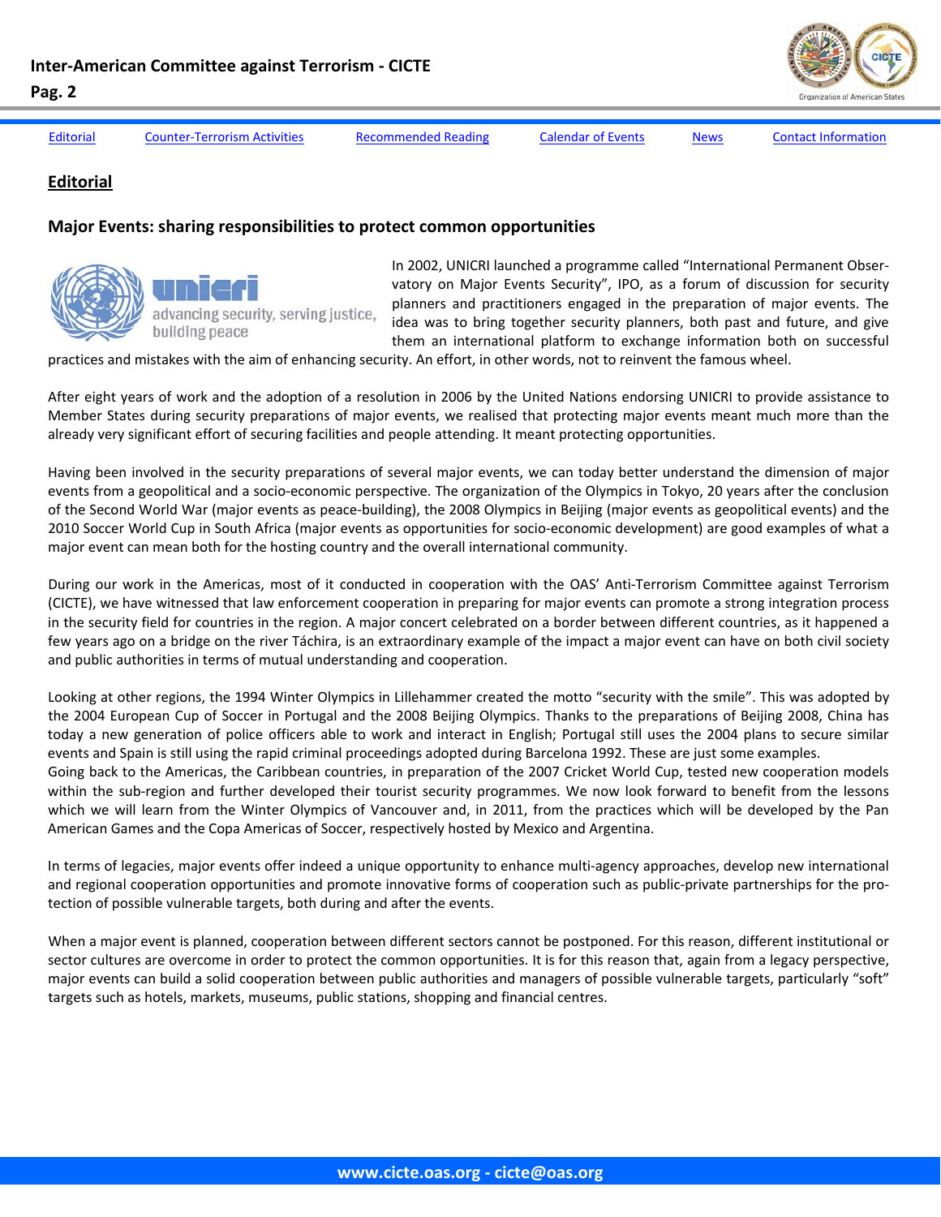[Editorial](#) [Counter-Terrorism Activities](#) [Recommended Reading](#) [Calendar of Events](#) [News](#) [Contact Information](#)

## Editorial

### Major Events: sharing responsibilities to protect common opportunities

In 2002, UNICRI launched a programme called "International Permanent Observatory on Major Events Security", IPO, as a forum of discussion for security planners and practitioners engaged in the preparation of major events. The idea was to bring together security planners, both past and future, and give them an international platform to exchange information both on successful practices and mistakes with the aim of enhancing security. An effort, in other words, not to reinvent the famous wheel.

After eight years of work and the adoption of a resolution in 2006 by the United Nations endorsing UNICRI to provide assistance to Member States during security preparations of major events, we realised that protecting major events meant much more than the already very significant effort of securing facilities and people attending. It meant protecting opportunities.

Having been involved in the security preparations of several major events, we can today better understand the dimension of major events from a geopolitical and a socio-economic perspective. The organization of the Olympics in Tokyo, 20 years after the conclusion of the Second World War (major events as peace-building), the 2008 Olympics in Beijing (major events as geopolitical events) and the 2010 Soccer World Cup in South Africa (major events as opportunities for socio-economic development) are good examples of what a major event can mean both for the hosting country and the overall international community.

During our work in the Americas, most of it conducted in cooperation with the OAS' Anti-Terrorism Committee against Terrorism (CICTE), we have witnessed that law enforcement cooperation in preparing for major events can promote a strong integration process in the security field for countries in the region. A major concert celebrated on a border between different countries, as it happened a few years ago on a bridge on the river Táchira, is an extraordinary example of the impact a major event can have on both civil society and public authorities in terms of mutual understanding and cooperation.

Looking at other regions, the 1994 Winter Olympics in Lillehammer created the motto "security with the smile". This was adopted by the 2004 European Cup of Soccer in Portugal and the 2008 Beijing Olympics. Thanks to the preparations of Beijing 2008, China has today a new generation of police officers able to work and interact in English; Portugal still uses the 2004 plans to secure similar events and Spain is still using the rapid criminal proceedings adopted during Barcelona 1992. These are just some examples.

Going back to the Americas, the Caribbean countries, in preparation of the 2007 Cricket World Cup, tested new cooperation models within the sub-region and further developed their tourist security programmes. We now look forward to benefit from the lessons which we will learn from the Winter Olympics of Vancouver and, in 2011, from the practices which will be developed by the Pan American Games and the Copa Americas of Soccer, respectively hosted by Mexico and Argentina.

In terms of legacies, major events offer indeed a unique opportunity to enhance multi-agency approaches, develop new international and regional cooperation opportunities and promote innovative forms of cooperation such as public-private partnerships for the protection of possible vulnerable targets, both during and after the events.

When a major event is planned, cooperation between different sectors cannot be postponed. For this reason, different institutional or sector cultures are overcome in order to protect the common opportunities. It is for this reason that, again from a legacy perspective, major events can build a solid cooperation between public authorities and managers of possible vulnerable targets, particularly "soft" targets such as hotels, markets, museums, public stations, shopping and financial centres.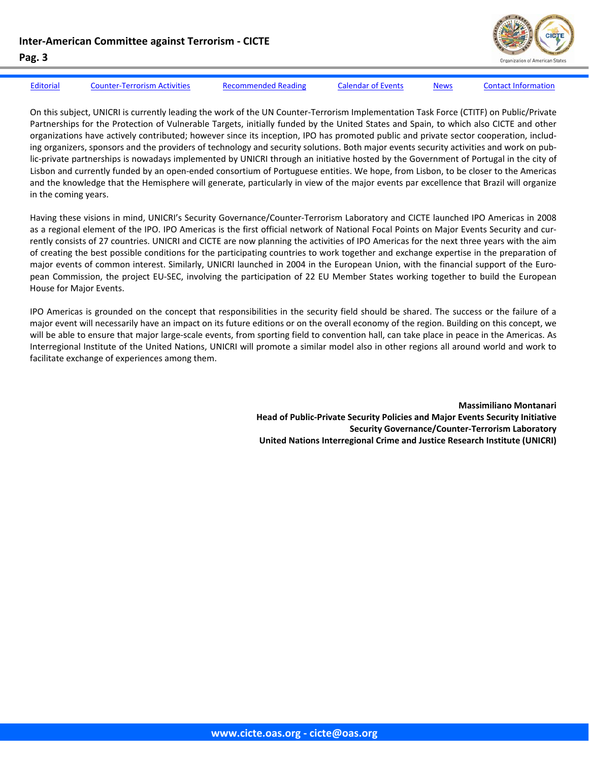On this subject, UNICRI is currently leading the work of the UN Counter-Terrorism Implementation Task Force (CTITF) on Public/Private Partnerships for the Protection of Vulnerable Targets, initially funded by the United States and Spain, to which also CICTE and other organizations have actively contributed; however since its inception, IPO has promoted public and private sector cooperation, including organizers, sponsors and the providers of technology and security solutions. Both major events security activities and work on public-private partnerships is nowadays implemented by UNICRI through an initiative hosted by the Government of Portugal in the city of Lisbon and currently funded by an open-ended consortium of Portuguese entities. We hope, from Lisbon, to be closer to the Americas and the knowledge that the Hemisphere will generate, particularly in view of the major events par excellence that Brazil will organize in the coming years.

Having these visions in mind, UNICRI's Security Governance/Counter-Terrorism Laboratory and CICTE launched IPO Americas in 2008 as a regional element of the IPO. IPO Americas is the first official network of National Focal Points on Major Events Security and currently consists of 27 countries. UNICRI and CICTE are now planning the activities of IPO Americas for the next three years with the aim of creating the best possible conditions for the participating countries to work together and exchange expertise in the preparation of major events of common interest. Similarly, UNICRI launched in 2004 in the European Union, with the financial support of the European Commission, the project EU-SEC, involving the participation of 22 EU Member States working together to build the European House for Major Events.

IPO Americas is grounded on the concept that responsibilities in the security field should be shared. The success or the failure of a major event will necessarily have an impact on its future editions or on the overall economy of the region. Building on this concept, we will be able to ensure that major large-scale events, from sporting field to convention hall, can take place in peace in the Americas. As Interregional Institute of the United Nations, UNICRI will promote a similar model also in other regions all around world and work to facilitate exchange of experiences among them.

**Massimiliano Montanari**
**Head of Public-Private Security Policies and Major Events Security Initiative**
**Security Governance/Counter-Terrorism Laboratory**
**United Nations Interregional Crime and Justice Research Institute (UNICRI)**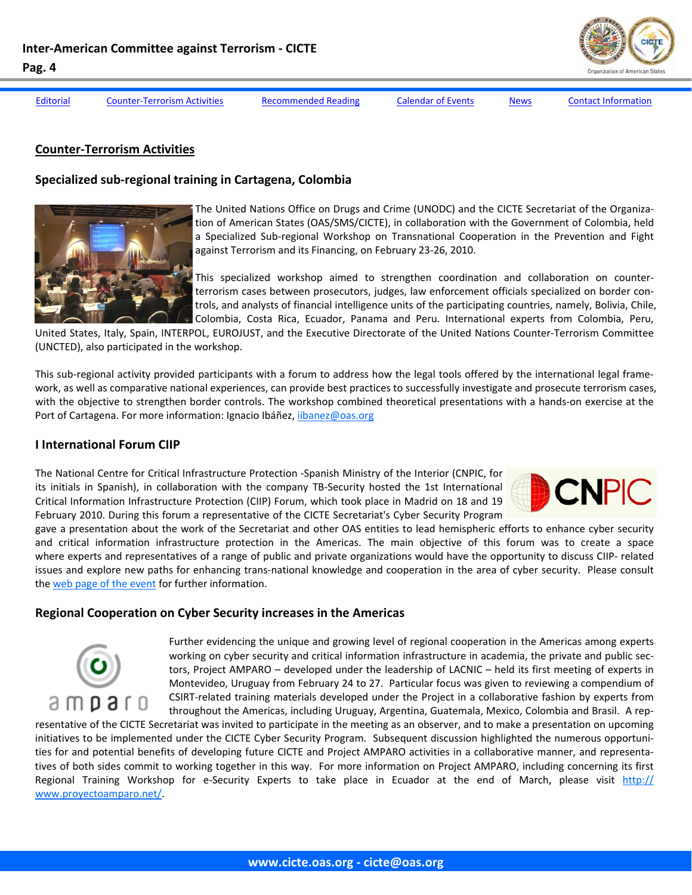[Editorial](#) [Counter-Terrorism Activities](#) [Recommended Reading](#) [Calendar of Events](#) [News](#) [Contact Information](#)

## Counter-Terrorism Activities

### Specialized sub-regional training in Cartagena, Colombia

The United Nations Office on Drugs and Crime (UNODC) and the CICTE Secretariat of the Organization of American States (OAS/SMS/CICTE), in collaboration with the Government of Colombia, held a Specialized Sub-regional Workshop on Transnational Cooperation in the Prevention and Fight against Terrorism and its Financing, on February 23-26, 2010.

This specialized workshop aimed to strengthen coordination and collaboration on counter-terrorism cases between prosecutors, judges, law enforcement officials specialized on border controls, and analysts of financial intelligence units of the participating countries, namely, Bolivia, Chile, Colombia, Costa Rica, Ecuador, Panama and Peru. International experts from Colombia, Peru, United States, Italy, Spain, INTERPOL, EUROJUST, and the Executive Directorate of the United Nations Counter-Terrorism Committee (UNCTED), also participated in the workshop.

This sub-regional activity provided participants with a forum to address how the legal tools offered by the international legal framework, as well as comparative national experiences, can provide best practices to successfully investigate and prosecute terrorism cases, with the objective to strengthen border controls. The workshop combined theoretical presentations with a hands-on exercise at the Port of Cartagena. For more information: Ignacio Ibáñez, [iibanez@oas.org](mailto:iibanez@oas.org)

### I International Forum CIIP

The National Centre for Critical Infrastructure Protection -Spanish Ministry of the Interior (CNPIC, for its initials in Spanish), in collaboration with the company TB-Security hosted the 1st International Critical Information Infrastructure Protection (CIIP) Forum, which took place in Madrid on 18 and 19 February 2010. During this forum a representative of the CICTE Secretariat's Cyber Security Program gave a presentation about the work of the Secretariat and other OAS entities to lead hemispheric efforts to enhance cyber security and critical information infrastructure protection in the Americas. The main objective of this forum was to create a space where experts and representatives of a range of public and private organizations would have the opportunity to discuss CIIP- related issues and explore new paths for enhancing trans-national knowledge and cooperation in the area of cyber security. Please consult the [web page of the event](#) for further information.

### Regional Cooperation on Cyber Security increases in the Americas

Further evidencing the unique and growing level of regional cooperation in the Americas among experts working on cyber security and critical information infrastructure in academia, the private and public sectors, Project AMPARO – developed under the leadership of LACNIC – held its first meeting of experts in Montevideo, Uruguay from February 24 to 27. Particular focus was given to reviewing a compendium of CSIRT-related training materials developed under the Project in a collaborative fashion by experts from throughout the Americas, including Uruguay, Argentina, Guatemala, Mexico, Colombia and Brasil. A representative of the CICTE Secretariat was invited to participate in the meeting as an observer, and to make a presentation on upcoming initiatives to be implemented under the CICTE Cyber Security Program. Subsequent discussion highlighted the numerous opportunities for and potential benefits of developing future CICTE and Project AMPARO activities in a collaborative manner, and representatives of both sides commit to working together in this way. For more information on Project AMPARO, including concerning its first Regional Training Workshop for e-Security Experts to take place in Ecuador at the end of March, please visit [http://www.proyectoamparo.net/](http://www.proyectoamparo.net/).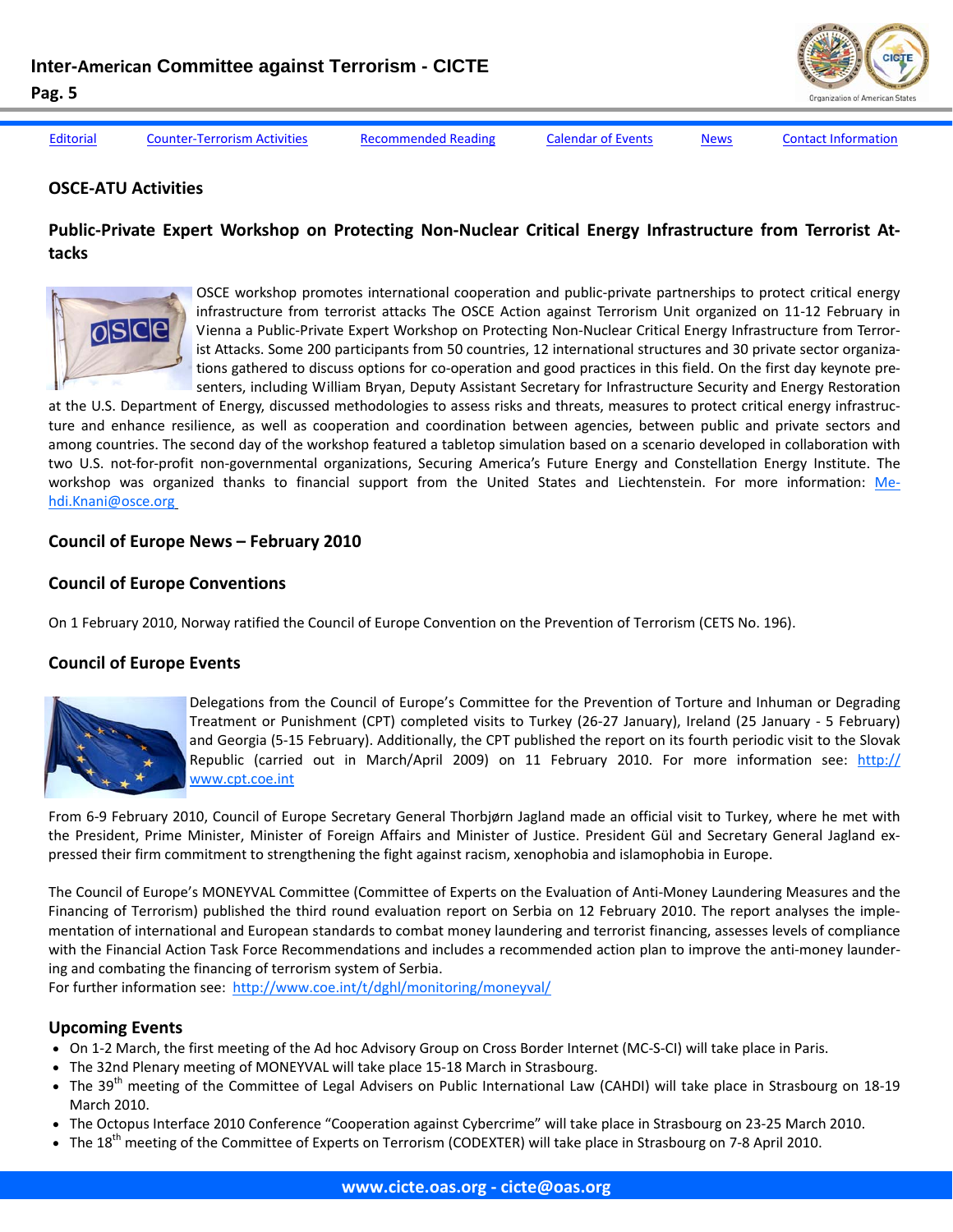Editorial | Counter-Terrorism Activities | Recommended Reading | Calendar of Events | News | Contact Information

## OSCE-ATU Activities

### Public-Private Expert Workshop on Protecting Non-Nuclear Critical Energy Infrastructure from Terrorist Attacks

OSCE workshop promotes international cooperation and public-private partnerships to protect critical energy infrastructure from terrorist attacks The OSCE Action against Terrorism Unit organized on 11-12 February in Vienna a Public-Private Expert Workshop on Protecting Non-Nuclear Critical Energy Infrastructure from Terrorist Attacks. Some 200 participants from 50 countries, 12 international structures and 30 private sector organizations gathered to discuss options for co-operation and good practices in this field. On the first day keynote presenters, including William Bryan, Deputy Assistant Secretary for Infrastructure Security and Energy Restoration at the U.S. Department of Energy, discussed methodologies to assess risks and threats, measures to protect critical energy infrastructure and enhance resilience, as well as cooperation and coordination between agencies, between public and private sectors and among countries. The second day of the workshop featured a tabletop simulation based on a scenario developed in collaboration with two U.S. not-for-profit non-governmental organizations, Securing America's Future Energy and Constellation Energy Institute. The workshop was organized thanks to financial support from the United States and Liechtenstein. For more information: Mehdi.Knani@osce.org

## Council of Europe News – February 2010

### Council of Europe Conventions

On 1 February 2010, Norway ratified the Council of Europe Convention on the Prevention of Terrorism (CETS No. 196).

### Council of Europe Events

Delegations from the Council of Europe's Committee for the Prevention of Torture and Inhuman or Degrading Treatment or Punishment (CPT) completed visits to Turkey (26-27 January), Ireland (25 January - 5 February) and Georgia (5-15 February). Additionally, the CPT published the report on its fourth periodic visit to the Slovak Republic (carried out in March/April 2009) on 11 February 2010. For more information see: http://www.cpt.coe.int

From 6-9 February 2010, Council of Europe Secretary General Thorbjørn Jagland made an official visit to Turkey, where he met with the President, Prime Minister, Minister of Foreign Affairs and Minister of Justice. President Gül and Secretary General Jagland expressed their firm commitment to strengthening the fight against racism, xenophobia and islamophobia in Europe.

The Council of Europe's MONEYVAL Committee (Committee of Experts on the Evaluation of Anti-Money Laundering Measures and the Financing of Terrorism) published the third round evaluation report on Serbia on 12 February 2010. The report analyses the implementation of international and European standards to combat money laundering and terrorist financing, assesses levels of compliance with the Financial Action Task Force Recommendations and includes a recommended action plan to improve the anti-money laundering and combating the financing of terrorism system of Serbia.
For further information see: http://www.coe.int/t/dghl/monitoring/moneyval/

### Upcoming Events

- On 1-2 March, the first meeting of the Ad hoc Advisory Group on Cross Border Internet (MC-S-CI) will take place in Paris.
- The 32nd Plenary meeting of MONEYVAL will take place 15-18 March in Strasbourg.
- The 39th meeting of the Committee of Legal Advisers on Public International Law (CAHDI) will take place in Strasbourg on 18-19 March 2010.
- The Octopus Interface 2010 Conference "Cooperation against Cybercrime" will take place in Strasbourg on 23-25 March 2010.
- The 18th meeting of the Committee of Experts on Terrorism (CODEXTER) will take place in Strasbourg on 7-8 April 2010.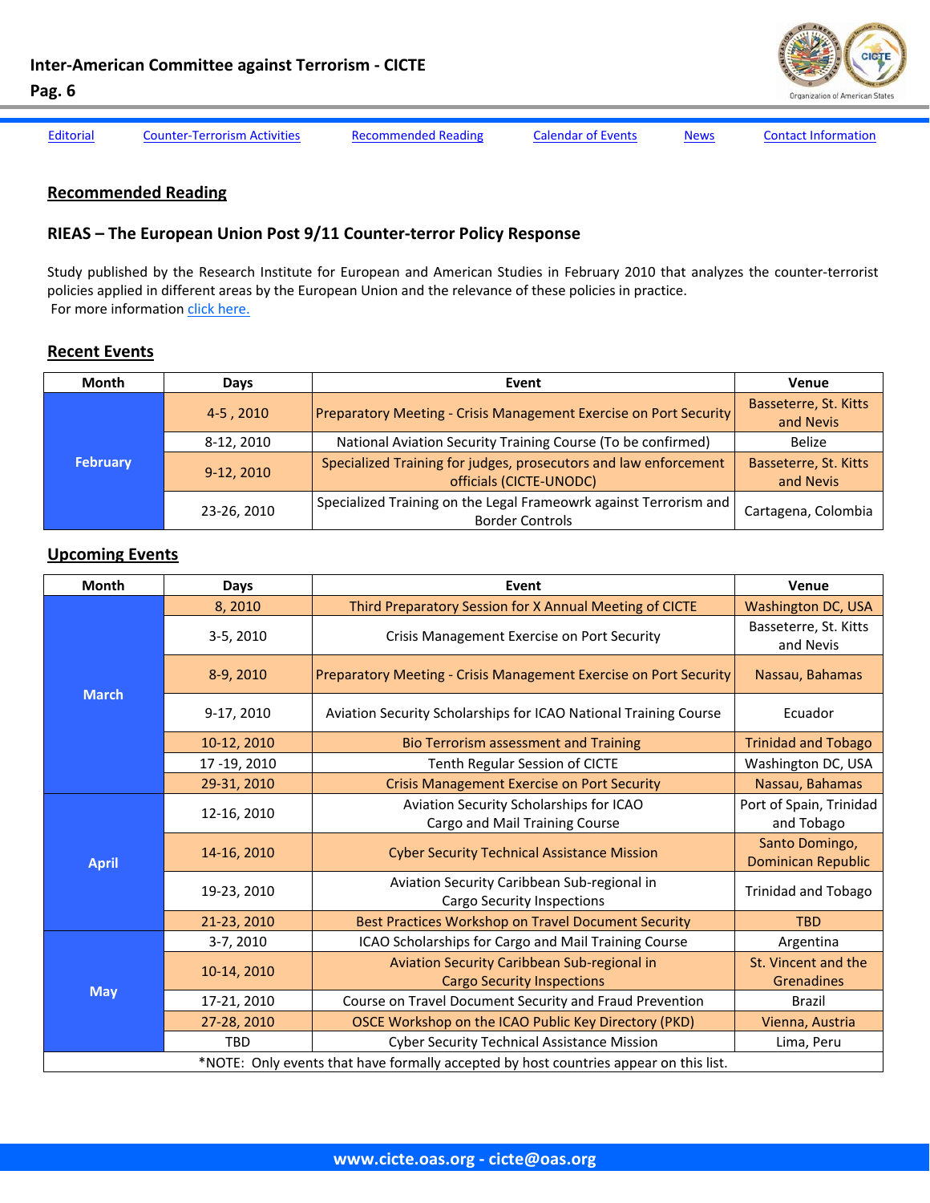[Editorial](#) [Counter-Terrorism Activities](#) [Recommended Reading](#) [Calendar of Events](#) [News](#) [Contact Information](#)

## Recommended Reading

### RIEAS – The European Union Post 9/11 Counter-terror Policy Response

Study published by the Research Institute for European and American Studies in February 2010 that analyzes the counter-terrorist policies applied in different areas by the European Union and the relevance of these policies in practice.
For more information click here.

## Recent Events

| Month | Days | Event | Venue |
|---|---|---|---|
| February | 4-5 , 2010 | Preparatory Meeting - Crisis Management Exercise on Port Security | Basseterre, St. Kitts and Nevis |
| | 8-12, 2010 | National Aviation Security Training Course (To be confirmed) | Belize |
| | 9-12, 2010 | Specialized Training for judges, prosecutors and law enforcement officials (CICTE-UNODC) | Basseterre, St. Kitts and Nevis |
| | 23-26, 2010 | Specialized Training on the Legal Frameowrk against Terrorism and Border Controls | Cartagena, Colombia |

## Upcoming Events

| Month | Days | Event | Venue |
|---|---|---|---|
| March | 8, 2010 | Third Preparatory Session for X Annual Meeting of CICTE | Washington DC, USA |
| | 3-5, 2010 | Crisis Management Exercise on Port Security | Basseterre, St. Kitts and Nevis |
| | 8-9, 2010 | Preparatory Meeting - Crisis Management Exercise on Port Security | Nassau, Bahamas |
| | 9-17, 2010 | Aviation Security Scholarships for ICAO National Training Course | Ecuador |
| | 10-12, 2010 | Bio Terrorism assessment and Training | Trinidad and Tobago |
| | 17 -19, 2010 | Tenth Regular Session of CICTE | Washington DC, USA |
| | 29-31, 2010 | Crisis Management Exercise on Port Security | Nassau, Bahamas |
| April | 12-16, 2010 | Aviation Security Scholarships for ICAO Cargo and Mail Training Course | Port of Spain, Trinidad and Tobago |
| | 14-16, 2010 | Cyber Security Technical Assistance Mission | Santo Domingo, Dominican Republic |
| | 19-23, 2010 | Aviation Security Caribbean Sub-regional in Cargo Security Inspections | Trinidad and Tobago |
| | 21-23, 2010 | Best Practices Workshop on Travel Document Security | TBD |
| May | 3-7, 2010 | ICAO Scholarships for Cargo and Mail Training Course | Argentina |
| | 10-14, 2010 | Aviation Security Caribbean Sub-regional in Cargo Security Inspections | St. Vincent and the Grenadines |
| | 17-21, 2010 | Course on Travel Document Security and Fraud Prevention | Brazil |
| | 27-28, 2010 | OSCE Workshop on the ICAO Public Key Directory (PKD) | Vienna, Austria |
| | TBD | Cyber Security Technical Assistance Mission | Lima, Peru |
| *NOTE: Only events that have formally accepted by host countries appear on this list. | | | |

www.cicte.oas.org - cicte@oas.org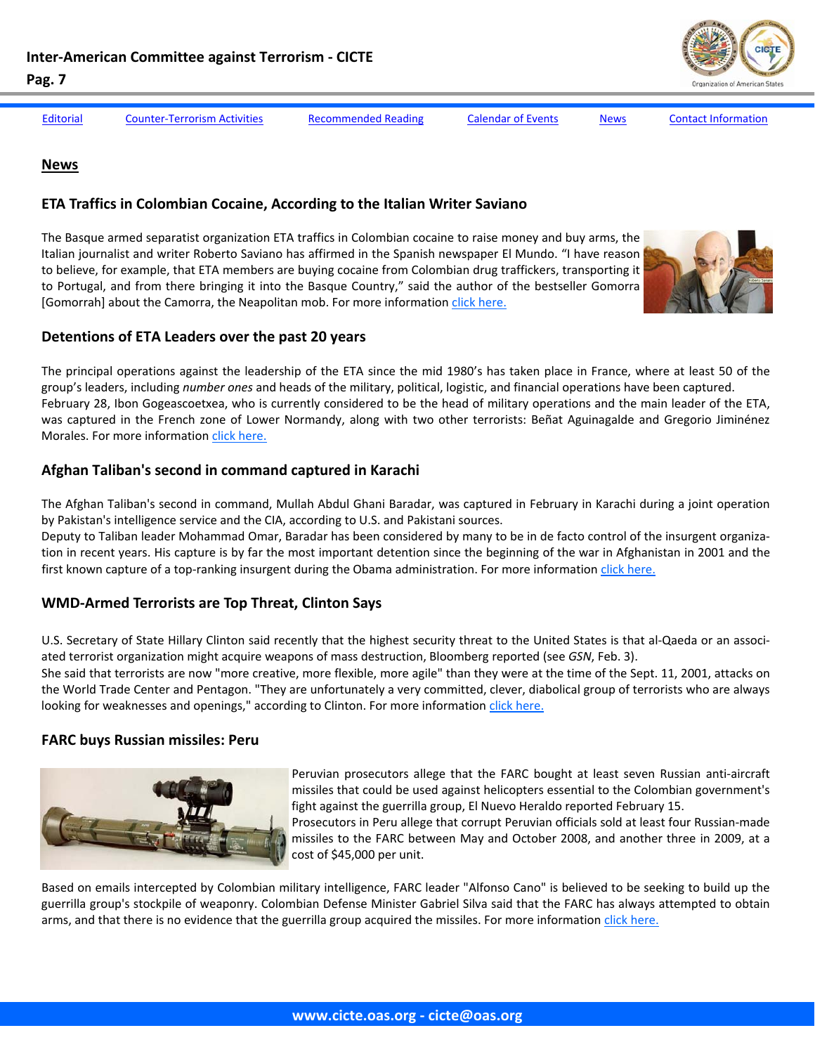Editorial | Counter-Terrorism Activities | Recommended Reading | Calendar of Events | News | Contact Information

## News

### ETA Traffics in Colombian Cocaine, According to the Italian Writer Saviano

The Basque armed separatist organization ETA traffics in Colombian cocaine to raise money and buy arms, the Italian journalist and writer Roberto Saviano has affirmed in the Spanish newspaper El Mundo. "I have reason to believe, for example, that ETA members are buying cocaine from Colombian drug traffickers, transporting it to Portugal, and from there bringing it into the Basque Country," said the author of the bestseller Gomorra [Gomorrah] about the Camorra, the Neapolitan mob. For more information click here.

### Detentions of ETA Leaders over the past 20 years

The principal operations against the leadership of the ETA since the mid 1980's has taken place in France, where at least 50 of the group's leaders, including *number ones* and heads of the military, political, logistic, and financial operations have been captured.
February 28, Ibon Gogeascoetxea, who is currently considered to be the head of military operations and the main leader of the ETA, was captured in the French zone of Lower Normandy, along with two other terrorists: Beñat Aguinagalde and Gregorio Jiminénez Morales. For more information click here.

### Afghan Taliban's second in command captured in Karachi

The Afghan Taliban's second in command, Mullah Abdul Ghani Baradar, was captured in February in Karachi during a joint operation by Pakistan's intelligence service and the CIA, according to U.S. and Pakistani sources.
Deputy to Taliban leader Mohammad Omar, Baradar has been considered by many to be in de facto control of the insurgent organization in recent years. His capture is by far the most important detention since the beginning of the war in Afghanistan in 2001 and the first known capture of a top-ranking insurgent during the Obama administration. For more information click here.

### WMD-Armed Terrorists are Top Threat, Clinton Says

U.S. Secretary of State Hillary Clinton said recently that the highest security threat to the United States is that al-Qaeda or an associated terrorist organization might acquire weapons of mass destruction, Bloomberg reported (see *GSN*, Feb. 3).
She said that terrorists are now "more creative, more flexible, more agile" than they were at the time of the Sept. 11, 2001, attacks on the World Trade Center and Pentagon. "They are unfortunately a very committed, clever, diabolical group of terrorists who are always looking for weaknesses and openings," according to Clinton. For more information click here.

### FARC buys Russian missiles: Peru

Peruvian prosecutors allege that the FARC bought at least seven Russian anti-aircraft missiles that could be used against helicopters essential to the Colombian government's fight against the guerrilla group, El Nuevo Heraldo reported February 15.
Prosecutors in Peru allege that corrupt Peruvian officials sold at least four Russian-made missiles to the FARC between May and October 2008, and another three in 2009, at a cost of $45,000 per unit.

Based on emails intercepted by Colombian military intelligence, FARC leader "Alfonso Cano" is believed to be seeking to build up the guerrilla group's stockpile of weaponry. Colombian Defense Minister Gabriel Silva said that the FARC has always attempted to obtain arms, and that there is no evidence that the guerrilla group acquired the missiles. For more information click here.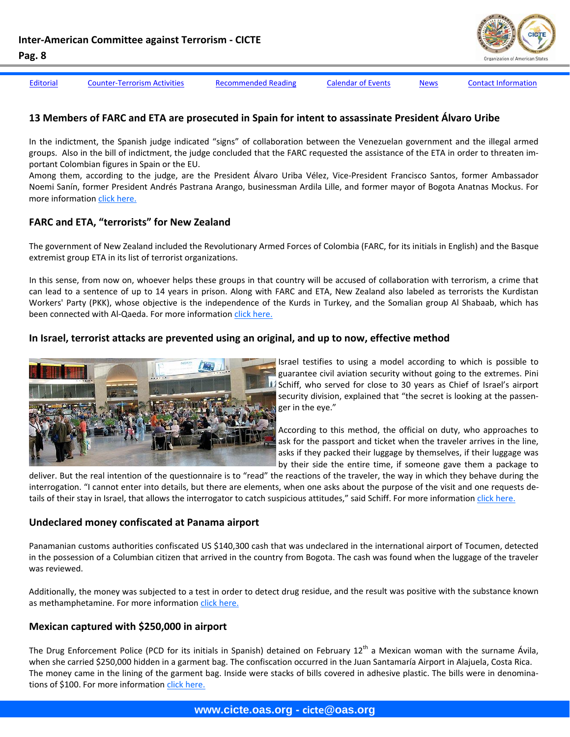Editorial | Counter-Terrorism Activities | Recommended Reading | Calendar of Events | News | Contact Information

## 13 Members of FARC and ETA are prosecuted in Spain for intent to assassinate President Álvaro Uribe

In the indictment, the Spanish judge indicated "signs" of collaboration between the Venezuelan government and the illegal armed groups. Also in the bill of indictment, the judge concluded that the FARC requested the assistance of the ETA in order to threaten important Colombian figures in Spain or the EU.

Among them, according to the judge, are the President Álvaro Uriba Vélez, Vice-President Francisco Santos, former Ambassador Noemi Sanín, former President Andrés Pastrana Arango, businessman Ardila Lille, and former mayor of Bogota Anatnas Mockus. For more information click here.

## FARC and ETA, "terrorists" for New Zealand

The government of New Zealand included the Revolutionary Armed Forces of Colombia (FARC, for its initials in English) and the Basque extremist group ETA in its list of terrorist organizations.

In this sense, from now on, whoever helps these groups in that country will be accused of collaboration with terrorism, a crime that can lead to a sentence of up to 14 years in prison. Along with FARC and ETA, New Zealand also labeled as terrorists the Kurdistan Workers' Party (PKK), whose objective is the independence of the Kurds in Turkey, and the Somalian group Al Shabaab, which has been connected with Al-Qaeda. For more information click here.

## In Israel, terrorist attacks are prevented using an original, and up to now, effective method

Israel testifies to using a model according to which is possible to guarantee civil aviation security without going to the extremes. Pini Schiff, who served for close to 30 years as Chief of Israel's airport security division, explained that "the secret is looking at the passenger in the eye."

According to this method, the official on duty, who approaches to ask for the passport and ticket when the traveler arrives in the line, asks if they packed their luggage by themselves, if their luggage was by their side the entire time, if someone gave them a package to deliver. But the real intention of the questionnaire is to "read" the reactions of the traveler, the way in which they behave during the interrogation. "I cannot enter into details, but there are elements, when one asks about the purpose of the visit and one requests details of their stay in Israel, that allows the interrogator to catch suspicious attitudes," said Schiff. For more information click here.

## Undeclared money confiscated at Panama airport

Panamanian customs authorities confiscated US $140,300 cash that was undeclared in the international airport of Tocumen, detected in the possession of a Columbian citizen that arrived in the country from Bogota. The cash was found when the luggage of the traveler was reviewed.

Additionally, the money was subjected to a test in order to detect drug residue, and the result was positive with the substance known as methamphetamine. For more information click here.

## Mexican captured with $250,000 in airport

The Drug Enforcement Police (PCD for its initials in Spanish) detained on February 12th a Mexican woman with the surname Ávila, when she carried $250,000 hidden in a garment bag. The confiscation occurred in the Juan Santamaría Airport in Alajuela, Costa Rica. The money came in the lining of the garment bag. Inside were stacks of bills covered in adhesive plastic. The bills were in denominations of $100. For more information click here.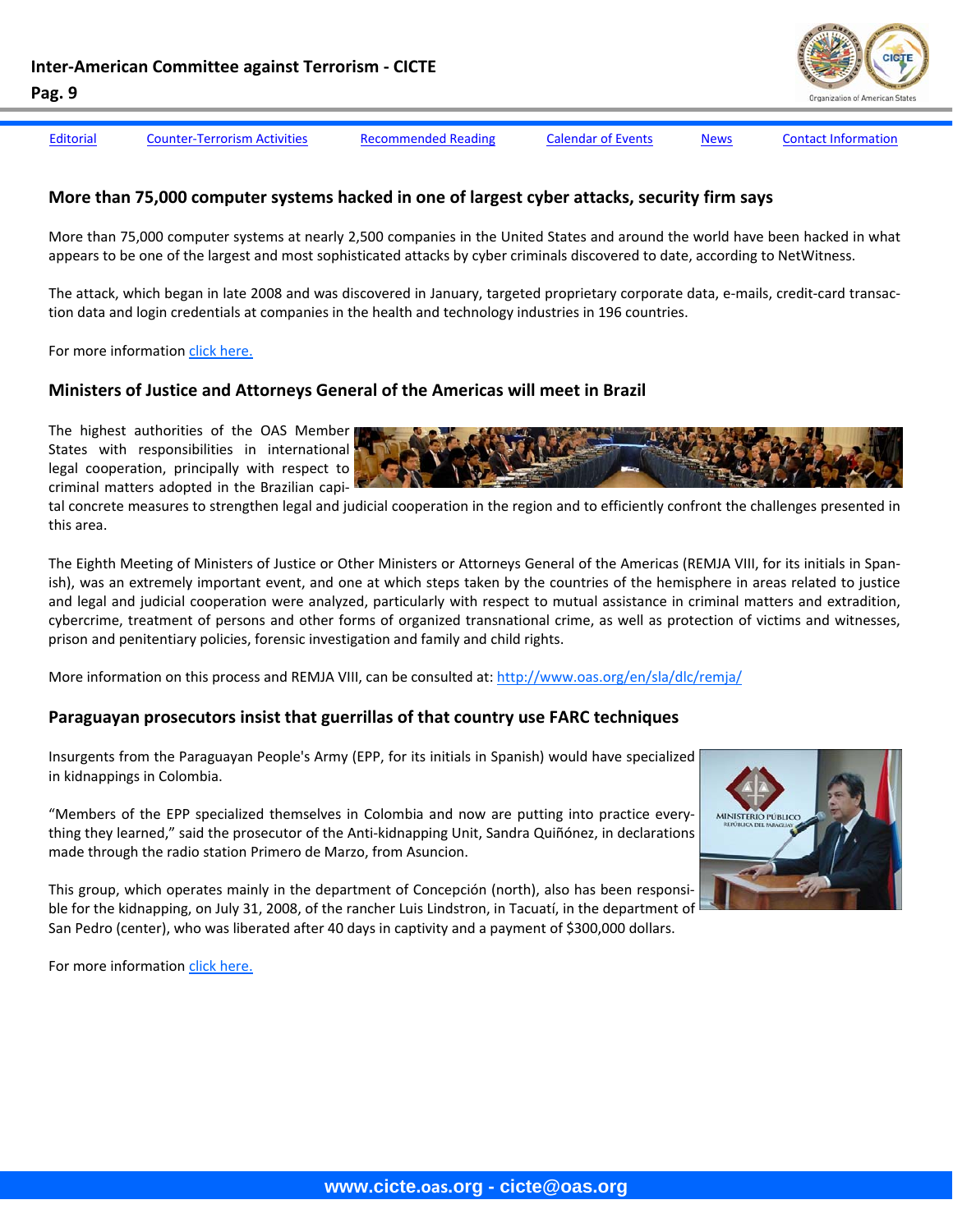Editorial | Counter-Terrorism Activities | Recommended Reading | Calendar of Events | News | Contact Information

## More than 75,000 computer systems hacked in one of largest cyber attacks, security firm says

More than 75,000 computer systems at nearly 2,500 companies in the United States and around the world have been hacked in what appears to be one of the largest and most sophisticated attacks by cyber criminals discovered to date, according to NetWitness.

The attack, which began in late 2008 and was discovered in January, targeted proprietary corporate data, e-mails, credit-card transaction data and login credentials at companies in the health and technology industries in 196 countries.

For more information click here.

## Ministers of Justice and Attorneys General of the Americas will meet in Brazil

The highest authorities of the OAS Member States with responsibilities in international legal cooperation, principally with respect to criminal matters adopted in the Brazilian capital concrete measures to strengthen legal and judicial cooperation in the region and to efficiently confront the challenges presented in this area.

The Eighth Meeting of Ministers of Justice or Other Ministers or Attorneys General of the Americas (REMJA VIII, for its initials in Spanish), was an extremely important event, and one at which steps taken by the countries of the hemisphere in areas related to justice and legal and judicial cooperation were analyzed, particularly with respect to mutual assistance in criminal matters and extradition, cybercrime, treatment of persons and other forms of organized transnational crime, as well as protection of victims and witnesses, prison and penitentiary policies, forensic investigation and family and child rights.

More information on this process and REMJA VIII, can be consulted at: http://www.oas.org/en/sla/dlc/remja/

## Paraguayan prosecutors insist that guerrillas of that country use FARC techniques

Insurgents from the Paraguayan People's Army (EPP, for its initials in Spanish) would have specialized in kidnappings in Colombia.

"Members of the EPP specialized themselves in Colombia and now are putting into practice everything they learned," said the prosecutor of the Anti-kidnapping Unit, Sandra Quiñónez, in declarations made through the radio station Primero de Marzo, from Asuncion.

This group, which operates mainly in the department of Concepción (north), also has been responsible for the kidnapping, on July 31, 2008, of the rancher Luis Lindstron, in Tacuatí, in the department of San Pedro (center), who was liberated after 40 days in captivity and a payment of $300,000 dollars.

For more information click here.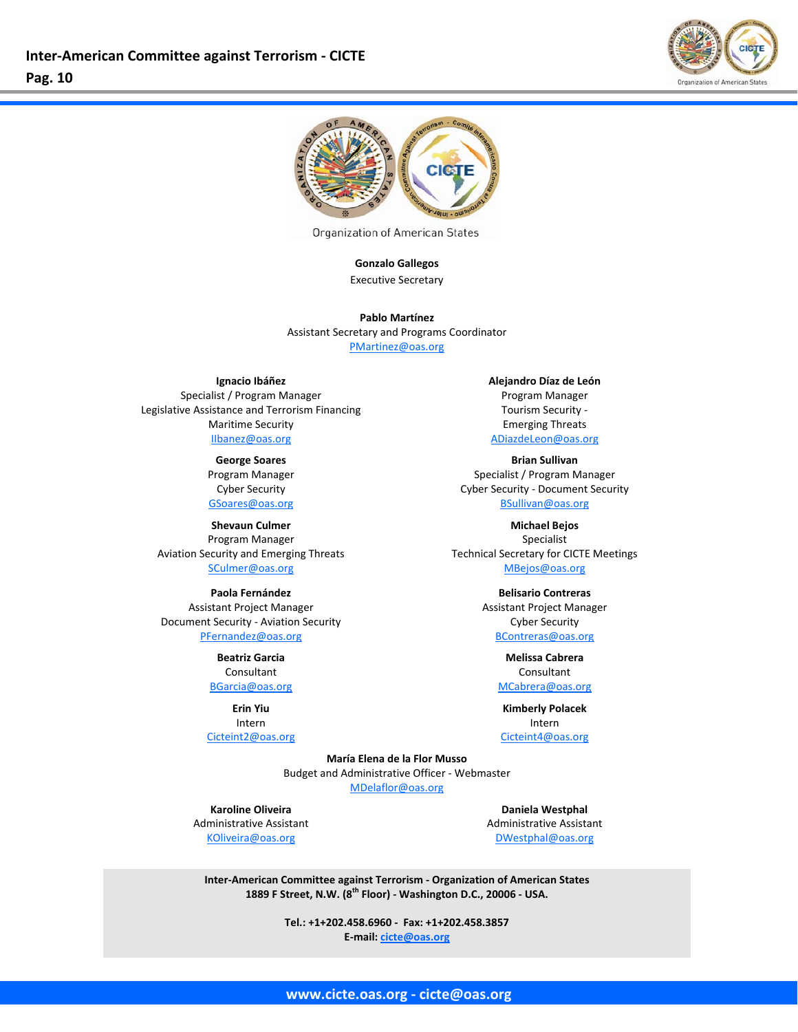Organization of American States

**Gonzalo Gallegos**
Executive Secretary

**Pablo Martínez**
Assistant Secretary and Programs Coordinator
PMartinez@oas.org

**Ignacio Ibáñez**
Specialist / Program Manager
Legislative Assistance and Terrorism Financing
Maritime Security
IIbanez@oas.org

**Alejandro Díaz de León**
Program Manager
Tourism Security -
Emerging Threats
ADiazdeLeon@oas.org

**George Soares**
Program Manager
Cyber Security
GSoares@oas.org

**Brian Sullivan**
Specialist / Program Manager
Cyber Security - Document Security
BSullivan@oas.org

**Shevaun Culmer**
Program Manager
Aviation Security and Emerging Threats
SCulmer@oas.org

**Michael Bejos**
Specialist
Technical Secretary for CICTE Meetings
MBejos@oas.org

**Paola Fernández**
Assistant Project Manager
Document Security - Aviation Security
PFernandez@oas.org

**Belisario Contreras**
Assistant Project Manager
Cyber Security
BContreras@oas.org

**Beatriz Garcia**
Consultant
BGarcia@oas.org

**Melissa Cabrera**
Consultant
MCabrera@oas.org

**Erin Yiu**
Intern
Cicteint2@oas.org

**Kimberly Polacek**
Intern
Cicteint4@oas.org

**María Elena de la Flor Musso**
Budget and Administrative Officer - Webmaster
MDelaflor@oas.org

**Karoline Oliveira**
Administrative Assistant
KOliveira@oas.org

**Daniela Westphal**
Administrative Assistant
DWestphal@oas.org

**Inter-American Committee against Terrorism - Organization of American States**
**1889 F Street, N.W. (8th Floor) - Washington D.C., 20006 - USA.**

**Tel.: +1+202.458.6960 - Fax: +1+202.458.3857**
**E-mail: cicte@oas.org**

**www.cicte.oas.org - cicte@oas.org**